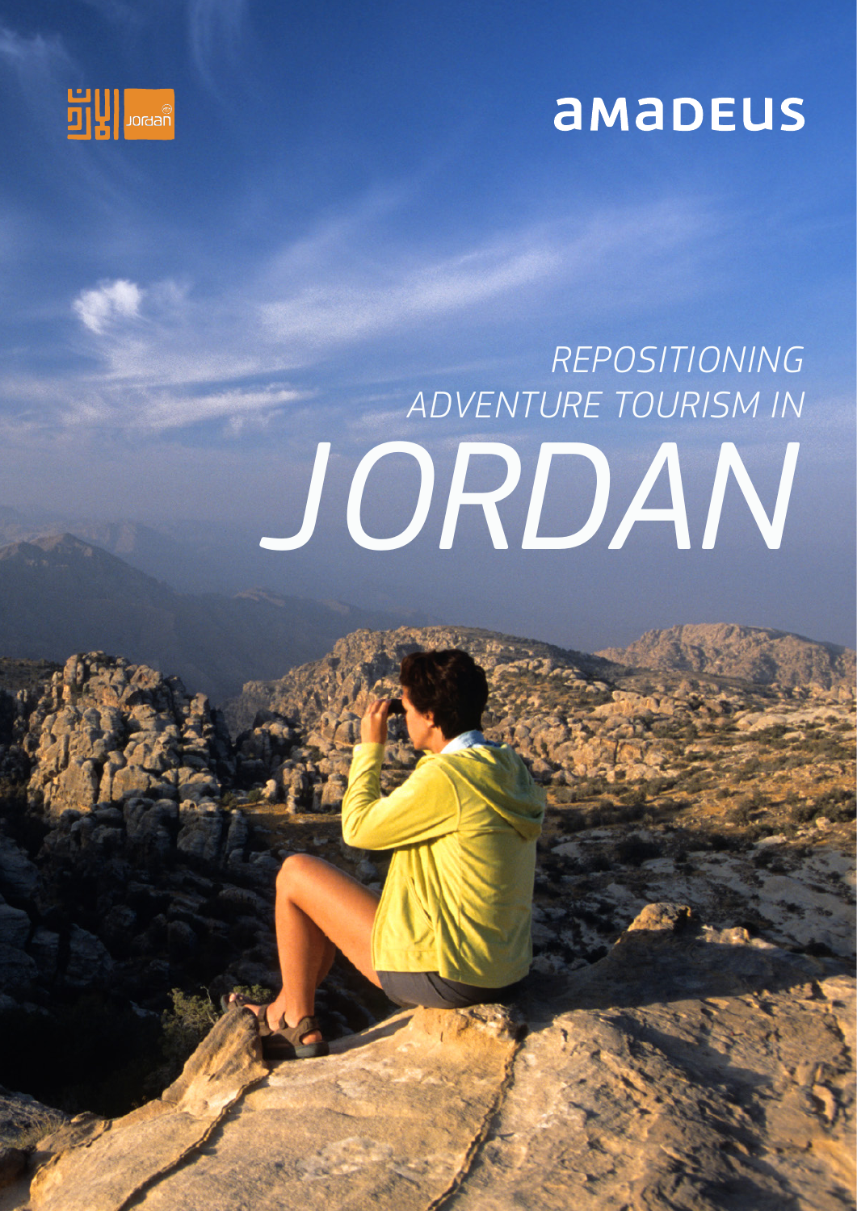Jordan

amadeus

# REPOSITIONING ADVENTURE TOURISM IN JORDAN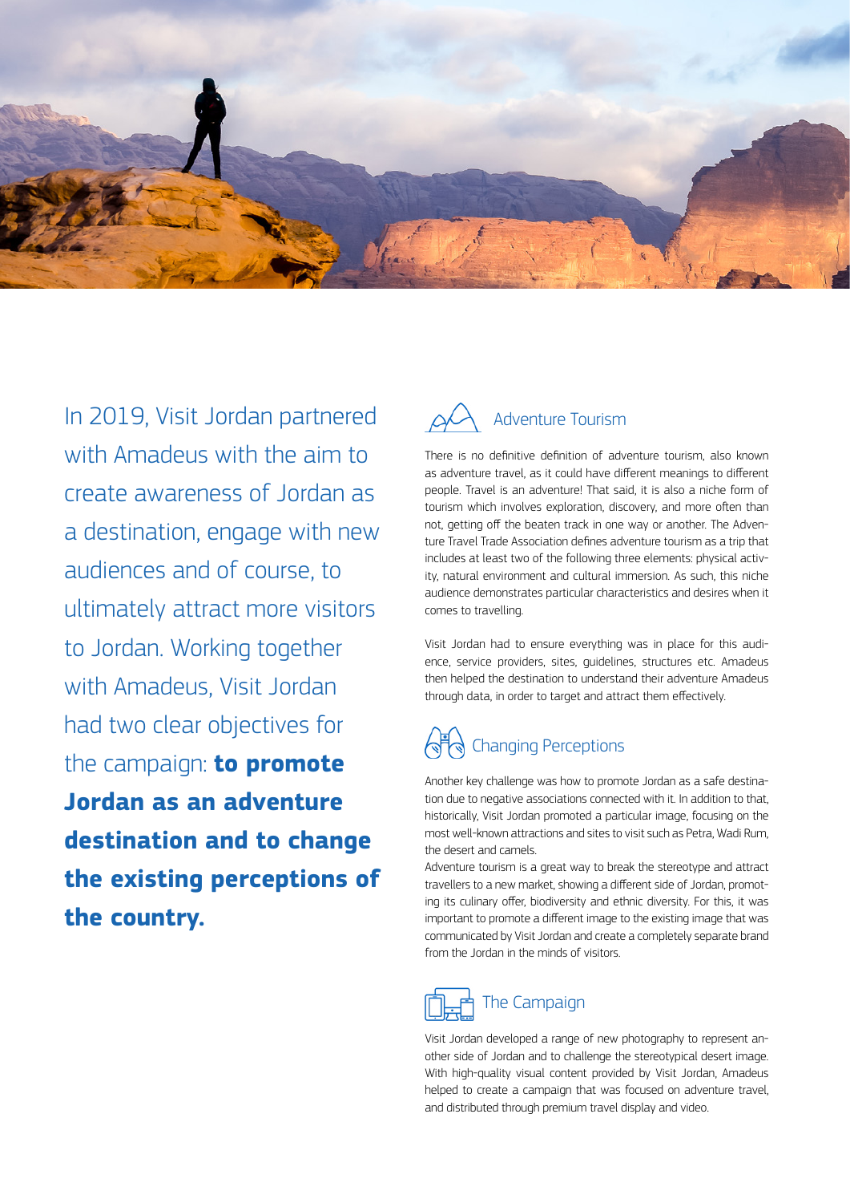In 2019, Visit Jordan partnered with Amadeus with the aim to create awareness of Jordan as a destination, engage with new audiences and of course, to ultimately attract more visitors to Jordan. Working together with Amadeus, Visit Jordan had two clear objectives for the campaign: **to promote Jordan as an adventure destination and to change the existing perceptions of the country.**

## Adventure Tourism

There is no definitive definition of adventure tourism, also known as adventure travel, as it could have different meanings to different people. Travel is an adventure! That said, it is also a niche form of tourism which involves exploration, discovery, and more often than not, getting off the beaten track in one way or another. The Adventure Travel Trade Association defines adventure tourism as a trip that includes at least two of the following three elements: physical activity, natural environment and cultural immersion. As such, this niche audience demonstrates particular characteristics and desires when it comes to travelling.

Visit Jordan had to ensure everything was in place for this audience, service providers, sites, guidelines, structures etc. Amadeus then helped the destination to understand their adventure Amadeus through data, in order to target and attract them effectively.

## Changing Perceptions

Another key challenge was how to promote Jordan as a safe destination due to negative associations connected with it. In addition to that, historically, Visit Jordan promoted a particular image, focusing on the most well-known attractions and sites to visit such as Petra, Wadi Rum, the desert and camels.

Adventure tourism is a great way to break the stereotype and attract travellers to a new market, showing a different side of Jordan, promoting its culinary offer, biodiversity and ethnic diversity. For this, it was important to promote a different image to the existing image that was communicated by Visit Jordan and create a completely separate brand from the Jordan in the minds of visitors.

## The Campaign

Visit Jordan developed a range of new photography to represent another side of Jordan and to challenge the stereotypical desert image. With high-quality visual content provided by Visit Jordan, Amadeus helped to create a campaign that was focused on adventure travel, and distributed through premium travel display and video.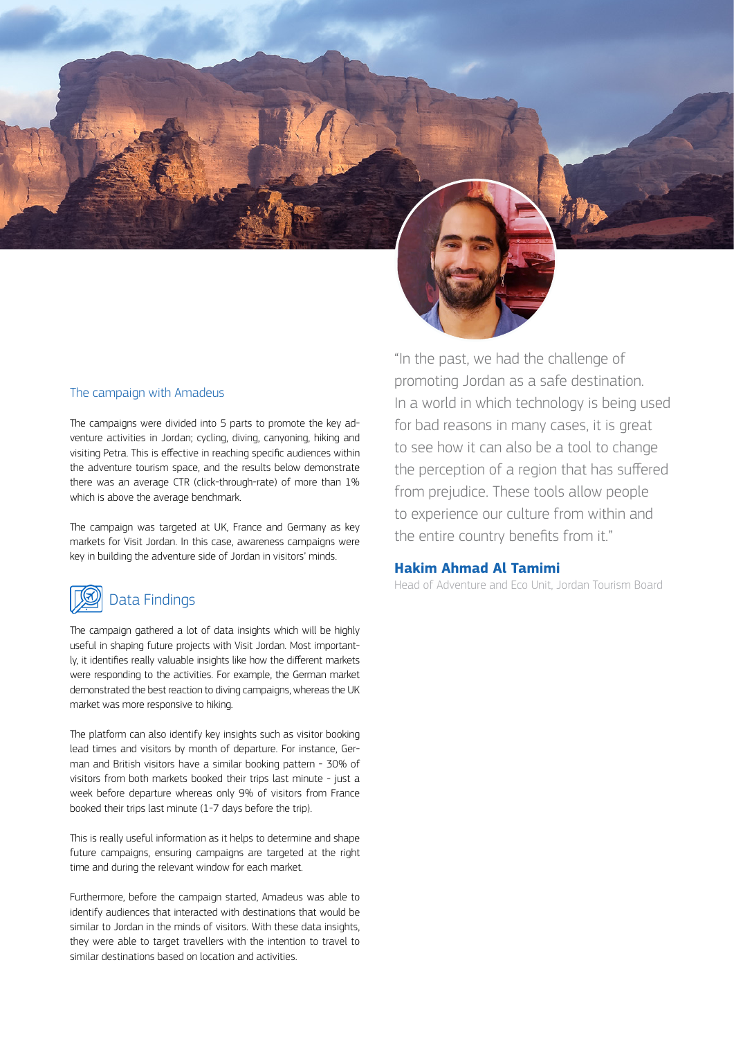## The campaign with Amadeus

The campaigns were divided into 5 parts to promote the key adventure activities in Jordan; cycling, diving, canyoning, hiking and visiting Petra. This is effective in reaching specific audiences within the adventure tourism space, and the results below demonstrate there was an average CTR (click-through-rate) of more than 1% which is above the average benchmark.

The campaign was targeted at UK, France and Germany as key markets for Visit Jordan. In this case, awareness campaigns were key in building the adventure side of Jordan in visitors' minds.

## Data Findings

The campaign gathered a lot of data insights which will be highly useful in shaping future projects with Visit Jordan. Most importantly, it identifies really valuable insights like how the different markets were responding to the activities. For example, the German market demonstrated the best reaction to diving campaigns, whereas the UK market was more responsive to hiking.

The platform can also identify key insights such as visitor booking lead times and visitors by month of departure. For instance, German and British visitors have a similar booking pattern - 30% of visitors from both markets booked their trips last minute - just a week before departure whereas only 9% of visitors from France booked their trips last minute (1-7 days before the trip).

This is really useful information as it helps to determine and shape future campaigns, ensuring campaigns are targeted at the right time and during the relevant window for each market.

Furthermore, before the campaign started, Amadeus was able to identify audiences that interacted with destinations that would be similar to Jordan in the minds of visitors. With these data insights, they were able to target travellers with the intention to travel to similar destinations based on location and activities.

"In the past, we had the challenge of promoting Jordan as a safe destination. In a world in which technology is being used for bad reasons in many cases, it is great to see how it can also be a tool to change the perception of a region that has suffered from prejudice. These tools allow people to experience our culture from within and the entire country benefits from it."

**Hakim Ahmad Al Tamimi**
Head of Adventure and Eco Unit, Jordan Tourism Board